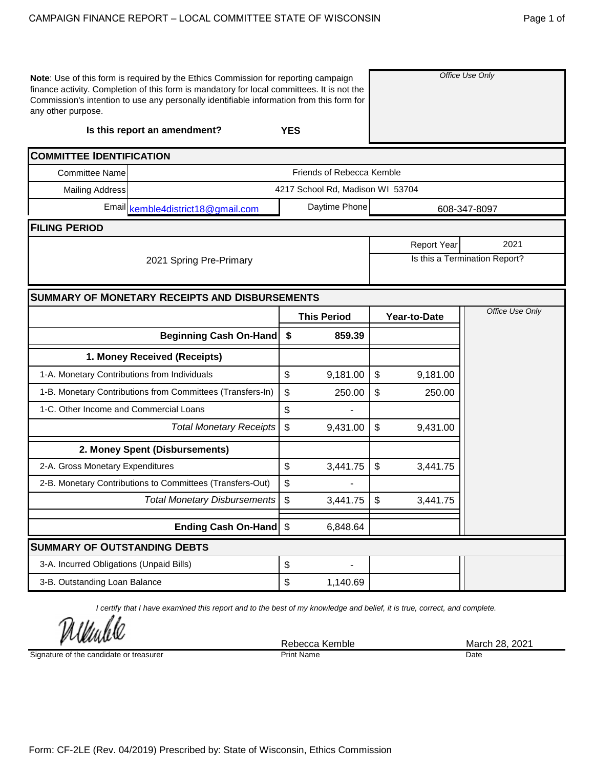CAMPAIGN FINANCE REPORT – LOCAL COMMITTEE STATE OF WISCONSIN

**Note**: Use of this form is required by the Ethics Commission for reporting campaign finance activity. Completion of this form is mandatory for local committees. It is not the Commission's intention to use any personally identifiable information from this form for any other purpose.

*Office Use Only*

**Is this report an amendment?** **YES**

## COMMITTEE IDENTIFICATION

| | |
|---|---|
| Committee Name | Friends of Rebecca Kemble |
| Mailing Address | 4217 School Rd, Madison WI 53704 |
| Email | kemble4district18@gmail.com |
| Daytime Phone | 608-347-8097 |

## FILING PERIOD

| | | |
|---|---|---|
| 2021 Spring Pre-Primary | Report Year | 2021 |
| | Is this a Termination Report? | |

## SUMMARY OF MONETARY RECEIPTS AND DISBURSEMENTS

| | This Period | Year-to-Date | *Office Use Only* |
|---|---|---|---|
| **Beginning Cash On-Hand** | **$ 859.39** | | |
| **1. Money Received (Receipts)** | | | |
| 1-A. Monetary Contributions from Individuals | $ 9,181.00 | $ 9,181.00 | |
| 1-B. Monetary Contributions from Committees (Transfers-In) | $ 250.00 | $ 250.00 | |
| 1-C. Other Income and Commercial Loans | $ - | | |
| *Total Monetary Receipts* | $ 9,431.00 | $ 9,431.00 | |
| **2. Money Spent (Disbursements)** | | | |
| 2-A. Gross Monetary Expenditures | $ 3,441.75 | $ 3,441.75 | |
| 2-B. Monetary Contributions to Committees (Transfers-Out) | $ - | | |
| *Total Monetary Disbursements* | $ 3,441.75 | $ 3,441.75 | |
| **Ending Cash On-Hand** | $ 6,848.64 | | |

## SUMMARY OF OUTSTANDING DEBTS

| | | |
|---|---|---|
| 3-A. Incurred Obligations (Unpaid Bills) | $ - | |
| 3-B. Outstanding Loan Balance | $ 1,140.69 | |

*I certify that I have examined this report and to the best of my knowledge and belief, it is true, correct, and complete.*

| Signature of the candidate or treasurer | Print Name | Date |
|---|---|---|
| [signature] | Rebecca Kemble | March 28, 2021 |

Form: CF-2LE (Rev. 04/2019) Prescribed by: State of Wisconsin, Ethics Commission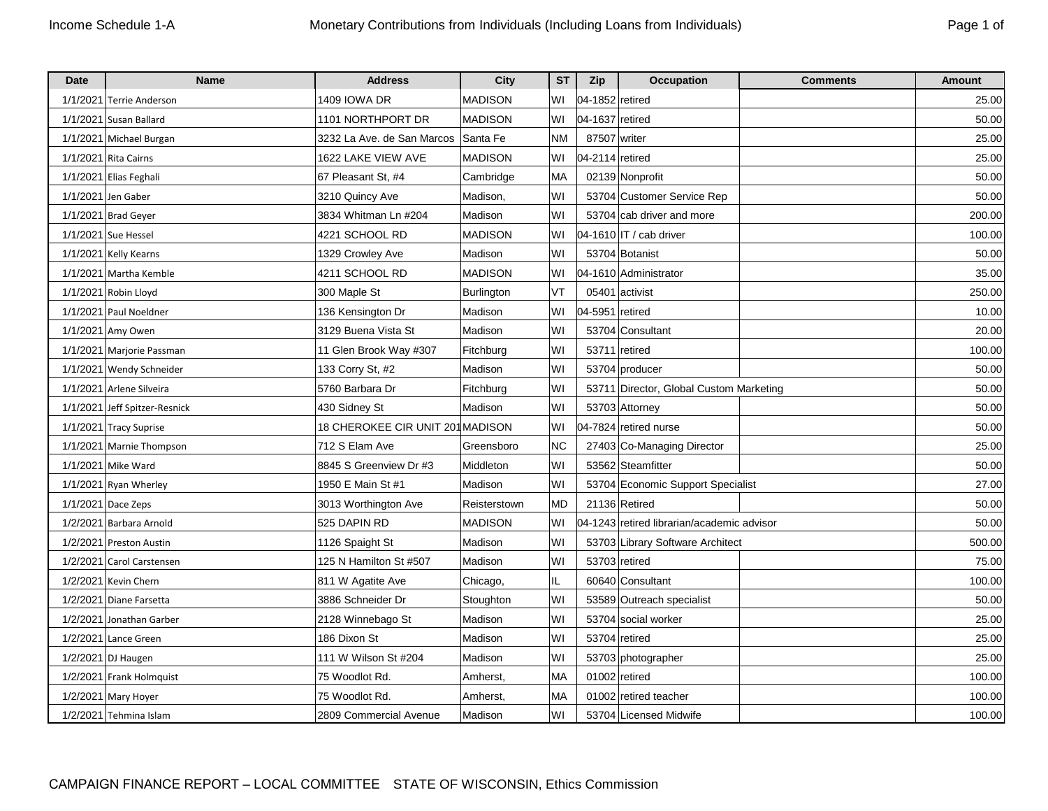| Date | Name | Address | City | ST | Zip | Occupation | Comments | Amount |
|---|---|---|---|---|---|---|---|---|
| 1/1/2021 | Terrie Anderson | 1409 IOWA DR | MADISON | WI | 04-1852 | retired | | 25.00 |
| 1/1/2021 | Susan Ballard | 1101 NORTHPORT DR | MADISON | WI | 04-1637 | retired | | 50.00 |
| 1/1/2021 | Michael Burgan | 3232 La Ave. de San Marcos | Santa Fe | NM | 87507 | writer | | 25.00 |
| 1/1/2021 | Rita Cairns | 1622 LAKE VIEW AVE | MADISON | WI | 04-2114 | retired | | 25.00 |
| 1/1/2021 | Elias Feghali | 67 Pleasant St, #4 | Cambridge | MA | 02139 | Nonprofit | | 50.00 |
| 1/1/2021 | Jen Gaber | 3210 Quincy Ave | Madison, | WI | 53704 | Customer Service Rep | | 50.00 |
| 1/1/2021 | Brad Geyer | 3834 Whitman Ln #204 | Madison | WI | 53704 | cab driver and more | | 200.00 |
| 1/1/2021 | Sue Hessel | 4221 SCHOOL RD | MADISON | WI | 04-1610 | IT / cab driver | | 100.00 |
| 1/1/2021 | Kelly Kearns | 1329 Crowley Ave | Madison | WI | 53704 | Botanist | | 50.00 |
| 1/1/2021 | Martha Kemble | 4211 SCHOOL RD | MADISON | WI | 04-1610 | Administrator | | 35.00 |
| 1/1/2021 | Robin Lloyd | 300 Maple St | Burlington | VT | 05401 | activist | | 250.00 |
| 1/1/2021 | Paul Noeldner | 136 Kensington Dr | Madison | WI | 04-5951 | retired | | 10.00 |
| 1/1/2021 | Amy Owen | 3129 Buena Vista St | Madison | WI | 53704 | Consultant | | 20.00 |
| 1/1/2021 | Marjorie Passman | 11 Glen Brook Way #307 | Fitchburg | WI | 53711 | retired | | 100.00 |
| 1/1/2021 | Wendy Schneider | 133 Corry St, #2 | Madison | WI | 53704 | producer | | 50.00 |
| 1/1/2021 | Arlene Silveira | 5760 Barbara Dr | Fitchburg | WI | 53711 | Director, Global Custom Marketing | | 50.00 |
| 1/1/2021 | Jeff Spitzer-Resnick | 430 Sidney St | Madison | WI | 53703 | Attorney | | 50.00 |
| 1/1/2021 | Tracy Suprise | 18 CHEROKEE CIR UNIT 201 | MADISON | WI | 04-7824 | retired nurse | | 50.00 |
| 1/1/2021 | Marnie Thompson | 712 S Elam Ave | Greensboro | NC | 27403 | Co-Managing Director | | 25.00 |
| 1/1/2021 | Mike Ward | 8845 S Greenview Dr #3 | Middleton | WI | 53562 | Steamfitter | | 50.00 |
| 1/1/2021 | Ryan Wherley | 1950 E Main St #1 | Madison | WI | 53704 | Economic Support Specialist | | 27.00 |
| 1/1/2021 | Dace Zeps | 3013 Worthington Ave | Reisterstown | MD | 21136 | Retired | | 50.00 |
| 1/2/2021 | Barbara Arnold | 525 DAPIN RD | MADISON | WI | 04-1243 | retired librarian/academic advisor | | 50.00 |
| 1/2/2021 | Preston Austin | 1126 Spaight St | Madison | WI | 53703 | Library Software Architect | | 500.00 |
| 1/2/2021 | Carol Carstensen | 125 N Hamilton St #507 | Madison | WI | 53703 | retired | | 75.00 |
| 1/2/2021 | Kevin Chern | 811 W Agatite Ave | Chicago, | IL | 60640 | Consultant | | 100.00 |
| 1/2/2021 | Diane Farsetta | 3886 Schneider Dr | Stoughton | WI | 53589 | Outreach specialist | | 50.00 |
| 1/2/2021 | Jonathan Garber | 2128 Winnebago St | Madison | WI | 53704 | social worker | | 25.00 |
| 1/2/2021 | Lance Green | 186 Dixon St | Madison | WI | 53704 | retired | | 25.00 |
| 1/2/2021 | DJ Haugen | 111 W Wilson St #204 | Madison | WI | 53703 | photographer | | 25.00 |
| 1/2/2021 | Frank Holmquist | 75 Woodlot Rd. | Amherst, | MA | 01002 | retired | | 100.00 |
| 1/2/2021 | Mary Hoyer | 75 Woodlot Rd. | Amherst, | MA | 01002 | retired teacher | | 100.00 |
| 1/2/2021 | Tehmina Islam | 2809 Commercial Avenue | Madison | WI | 53704 | Licensed Midwife | | 100.00 |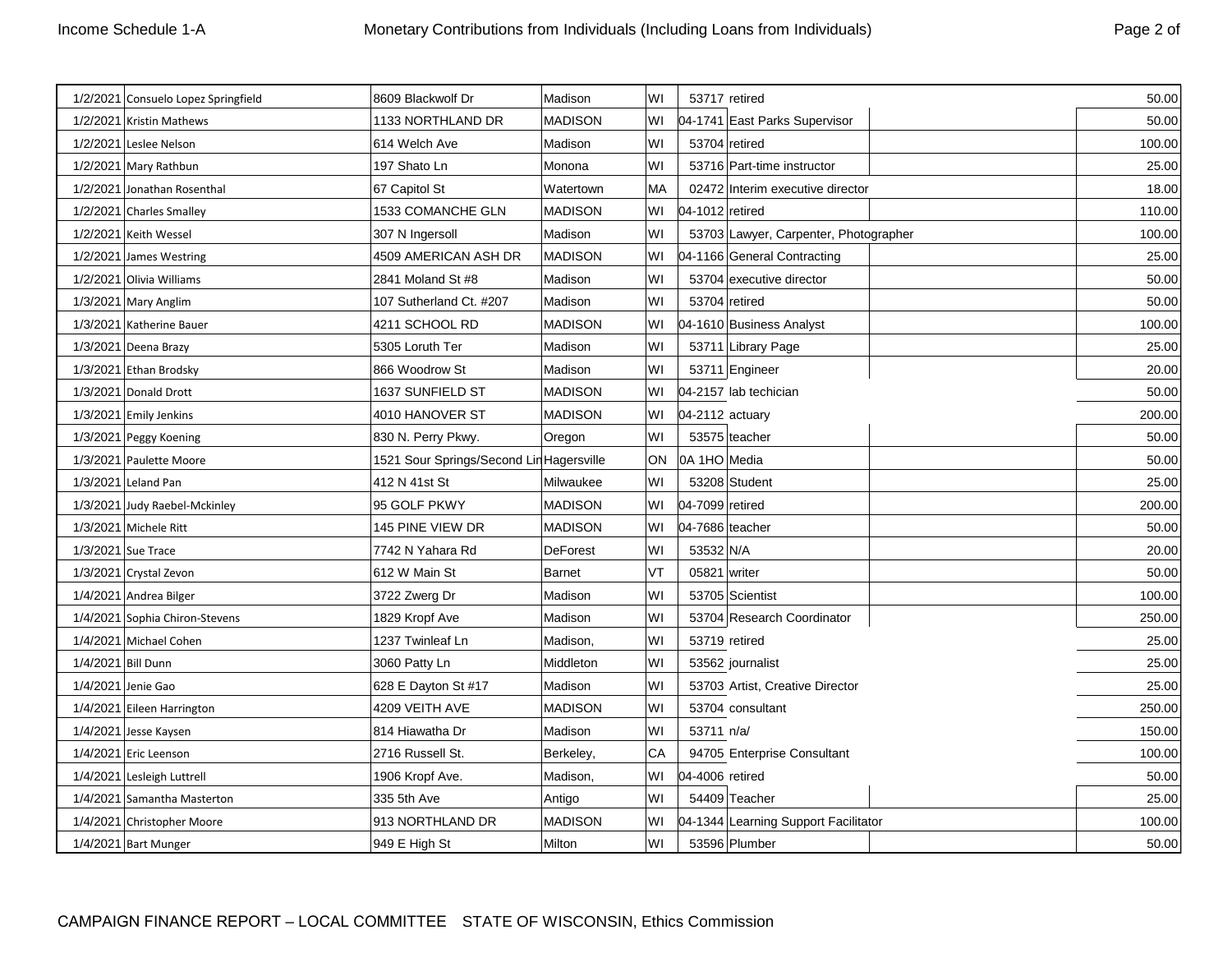| Date | Name | Address | City | State | Zip | Occupation | Employer | Amount |
|---|---|---|---|---|---|---|---|---|
| 1/2/2021 | Consuelo Lopez Springfield | 8609 Blackwolf Dr | Madison | WI | 53717 | retired | | 50.00 |
| 1/2/2021 | Kristin Mathews | 1133 NORTHLAND DR | MADISON | WI | 04-1741 | East Parks Supervisor | | 50.00 |
| 1/2/2021 | Leslee Nelson | 614 Welch Ave | Madison | WI | 53704 | retired | | 100.00 |
| 1/2/2021 | Mary Rathbun | 197 Shato Ln | Monona | WI | 53716 | Part-time instructor | | 25.00 |
| 1/2/2021 | Jonathan Rosenthal | 67 Capitol St | Watertown | MA | 02472 | Interim executive director | | 18.00 |
| 1/2/2021 | Charles Smalley | 1533 COMANCHE GLN | MADISON | WI | 04-1012 | retired | | 110.00 |
| 1/2/2021 | Keith Wessel | 307 N Ingersoll | Madison | WI | 53703 | Lawyer, Carpenter, Photographer | | 100.00 |
| 1/2/2021 | James Westring | 4509 AMERICAN ASH DR | MADISON | WI | 04-1166 | General Contracting | | 25.00 |
| 1/2/2021 | Olivia Williams | 2841 Moland St #8 | Madison | WI | 53704 | executive director | | 50.00 |
| 1/3/2021 | Mary Anglim | 107 Sutherland Ct. #207 | Madison | WI | 53704 | retired | | 50.00 |
| 1/3/2021 | Katherine Bauer | 4211 SCHOOL RD | MADISON | WI | 04-1610 | Business Analyst | | 100.00 |
| 1/3/2021 | Deena Brazy | 5305 Loruth Ter | Madison | WI | 53711 | Library Page | | 25.00 |
| 1/3/2021 | Ethan Brodsky | 866 Woodrow St | Madison | WI | 53711 | Engineer | | 20.00 |
| 1/3/2021 | Donald Drott | 1637 SUNFIELD ST | MADISON | WI | 04-2157 | lab techician | | 50.00 |
| 1/3/2021 | Emily Jenkins | 4010 HANOVER ST | MADISON | WI | 04-2112 | actuary | | 200.00 |
| 1/3/2021 | Peggy Koening | 830 N. Perry Pkwy. | Oregon | WI | 53575 | teacher | | 50.00 |
| 1/3/2021 | Paulette Moore | 1521 Sour Springs/Second Lin | Hagersville | ON | 0A 1HO | Media | | 50.00 |
| 1/3/2021 | Leland Pan | 412 N 41st St | Milwaukee | WI | 53208 | Student | | 25.00 |
| 1/3/2021 | Judy Raebel-Mckinley | 95 GOLF PKWY | MADISON | WI | 04-7099 | retired | | 200.00 |
| 1/3/2021 | Michele Ritt | 145 PINE VIEW DR | MADISON | WI | 04-7686 | teacher | | 50.00 |
| 1/3/2021 | Sue Trace | 7742 N Yahara Rd | DeForest | WI | 53532 | N/A | | 20.00 |
| 1/3/2021 | Crystal Zevon | 612 W Main St | Barnet | VT | 05821 | writer | | 50.00 |
| 1/4/2021 | Andrea Bilger | 3722 Zwerg Dr | Madison | WI | 53705 | Scientist | | 100.00 |
| 1/4/2021 | Sophia Chiron-Stevens | 1829 Kropf Ave | Madison | WI | 53704 | Research Coordinator | | 250.00 |
| 1/4/2021 | Michael Cohen | 1237 Twinleaf Ln | Madison, | WI | 53719 | retired | | 25.00 |
| 1/4/2021 | Bill Dunn | 3060 Patty Ln | Middleton | WI | 53562 | journalist | | 25.00 |
| 1/4/2021 | Jenie Gao | 628 E Dayton St #17 | Madison | WI | 53703 | Artist, Creative Director | | 25.00 |
| 1/4/2021 | Eileen Harrington | 4209 VEITH AVE | MADISON | WI | 53704 | consultant | | 250.00 |
| 1/4/2021 | Jesse Kaysen | 814 Hiawatha Dr | Madison | WI | 53711 | n/a/ | | 150.00 |
| 1/4/2021 | Eric Leenson | 2716 Russell St. | Berkeley, | CA | 94705 | Enterprise Consultant | | 100.00 |
| 1/4/2021 | Lesleigh Luttrell | 1906 Kropf Ave. | Madison, | WI | 04-4006 | retired | | 50.00 |
| 1/4/2021 | Samantha Masterton | 335 5th Ave | Antigo | WI | 54409 | Teacher | | 25.00 |
| 1/4/2021 | Christopher Moore | 913 NORTHLAND DR | MADISON | WI | 04-1344 | Learning Support Facilitator | | 100.00 |
| 1/4/2021 | Bart Munger | 949 E High St | Milton | WI | 53596 | Plumber | | 50.00 |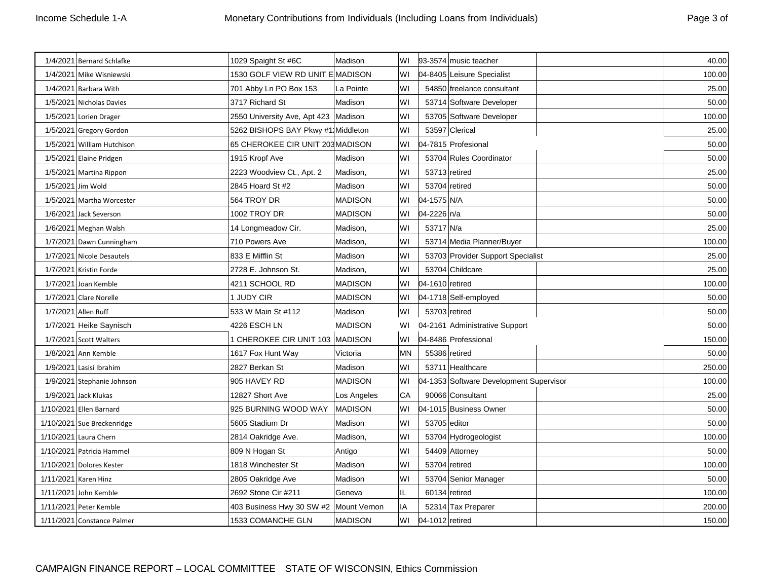# Income Schedule 1-A

## Monetary Contributions from Individuals (Including Loans from Individuals)

| Date | Name | Address | City | State | Zip | Occupation | | Amount |
|---|---|---|---|---|---|---|---|---|
| 1/4/2021 | Bernard Schlafke | 1029 Spaight St #6C | Madison | WI | 93-3574 | music teacher | | 40.00 |
| 1/4/2021 | Mike Wisniewski | 1530 GOLF VIEW RD UNIT E | MADISON | WI | 04-8405 | Leisure Specialist | | 100.00 |
| 1/4/2021 | Barbara With | 701 Abby Ln PO Box 153 | La Pointe | WI | 54850 | freelance consultant | | 25.00 |
| 1/5/2021 | Nicholas Davies | 3717 Richard St | Madison | WI | 53714 | Software Developer | | 50.00 |
| 1/5/2021 | Lorien Drager | 2550 University Ave, Apt 423 | Madison | WI | 53705 | Software Developer | | 100.00 |
| 1/5/2021 | Gregory Gordon | 5262 BISHOPS BAY Pkwy #1 | Middleton | WI | 53597 | Clerical | | 25.00 |
| 1/5/2021 | William Hutchison | 65 CHEROKEE CIR UNIT 203 | MADISON | WI | 04-7815 | Profesional | | 50.00 |
| 1/5/2021 | Elaine Pridgen | 1915 Kropf Ave | Madison | WI | 53704 | Rules Coordinator | | 50.00 |
| 1/5/2021 | Martina Rippon | 2223 Woodview Ct., Apt. 2 | Madison, | WI | 53713 | retired | | 25.00 |
| 1/5/2021 | Jim Wold | 2845 Hoard St #2 | Madison | WI | 53704 | retired | | 50.00 |
| 1/5/2021 | Martha Worcester | 564 TROY DR | MADISON | WI | 04-1575 | N/A | | 50.00 |
| 1/6/2021 | Jack Severson | 1002 TROY DR | MADISON | WI | 04-2226 | n/a | | 50.00 |
| 1/6/2021 | Meghan Walsh | 14 Longmeadow Cir. | Madison, | WI | 53717 | N/a | | 25.00 |
| 1/7/2021 | Dawn Cunningham | 710 Powers Ave | Madison, | WI | 53714 | Media Planner/Buyer | | 100.00 |
| 1/7/2021 | Nicole Desautels | 833 E Mifflin St | Madison | WI | 53703 | Provider Support Specialist | | 25.00 |
| 1/7/2021 | Kristin Forde | 2728 E. Johnson St. | Madison, | WI | 53704 | Childcare | | 25.00 |
| 1/7/2021 | Joan Kemble | 4211 SCHOOL RD | MADISON | WI | 04-1610 | retired | | 100.00 |
| 1/7/2021 | Clare Norelle | 1 JUDY CIR | MADISON | WI | 04-1718 | Self-employed | | 50.00 |
| 1/7/2021 | Allen Ruff | 533 W Main St #112 | Madison | WI | 53703 | retired | | 50.00 |
| 1/7/2021 | Heike Saynisch | 4226 ESCH LN | MADISON | WI | 04-2161 | Administrative Support | | 50.00 |
| 1/7/2021 | Scott Walters | 1 CHEROKEE CIR UNIT 103 | MADISON | WI | 04-8486 | Professional | | 150.00 |
| 1/8/2021 | Ann Kemble | 1617 Fox Hunt Way | Victoria | MN | 55386 | retired | | 50.00 |
| 1/9/2021 | Lasisi Ibrahim | 2827 Berkan St | Madison | WI | 53711 | Healthcare | | 250.00 |
| 1/9/2021 | Stephanie Johnson | 905 HAVEY RD | MADISON | WI | 04-1353 | Software Development Supervisor | | 100.00 |
| 1/9/2021 | Jack Klukas | 12827 Short Ave | Los Angeles | CA | 90066 | Consultant | | 25.00 |
| 1/10/2021 | Ellen Barnard | 925 BURNING WOOD WAY | MADISON | WI | 04-1015 | Business Owner | | 50.00 |
| 1/10/2021 | Sue Breckenridge | 5605 Stadium Dr | Madison | WI | 53705 | editor | | 50.00 |
| 1/10/2021 | Laura Chern | 2814 Oakridge Ave. | Madison, | WI | 53704 | Hydrogeologist | | 100.00 |
| 1/10/2021 | Patricia Hammel | 809 N Hogan St | Antigo | WI | 54409 | Attorney | | 50.00 |
| 1/10/2021 | Dolores Kester | 1818 Winchester St | Madison | WI | 53704 | retired | | 100.00 |
| 1/11/2021 | Karen Hinz | 2805 Oakridge Ave | Madison | WI | 53704 | Senior Manager | | 50.00 |
| 1/11/2021 | John Kemble | 2692 Stone Cir #211 | Geneva | IL | 60134 | retired | | 100.00 |
| 1/11/2021 | Peter Kemble | 403 Business Hwy 30 SW #2 | Mount Vernon | IA | 52314 | Tax Preparer | | 200.00 |
| 1/11/2021 | Constance Palmer | 1533 COMANCHE GLN | MADISON | WI | 04-1012 | retired | | 150.00 |

CAMPAIGN FINANCE REPORT – LOCAL COMMITTEE STATE OF WISCONSIN, Ethics Commission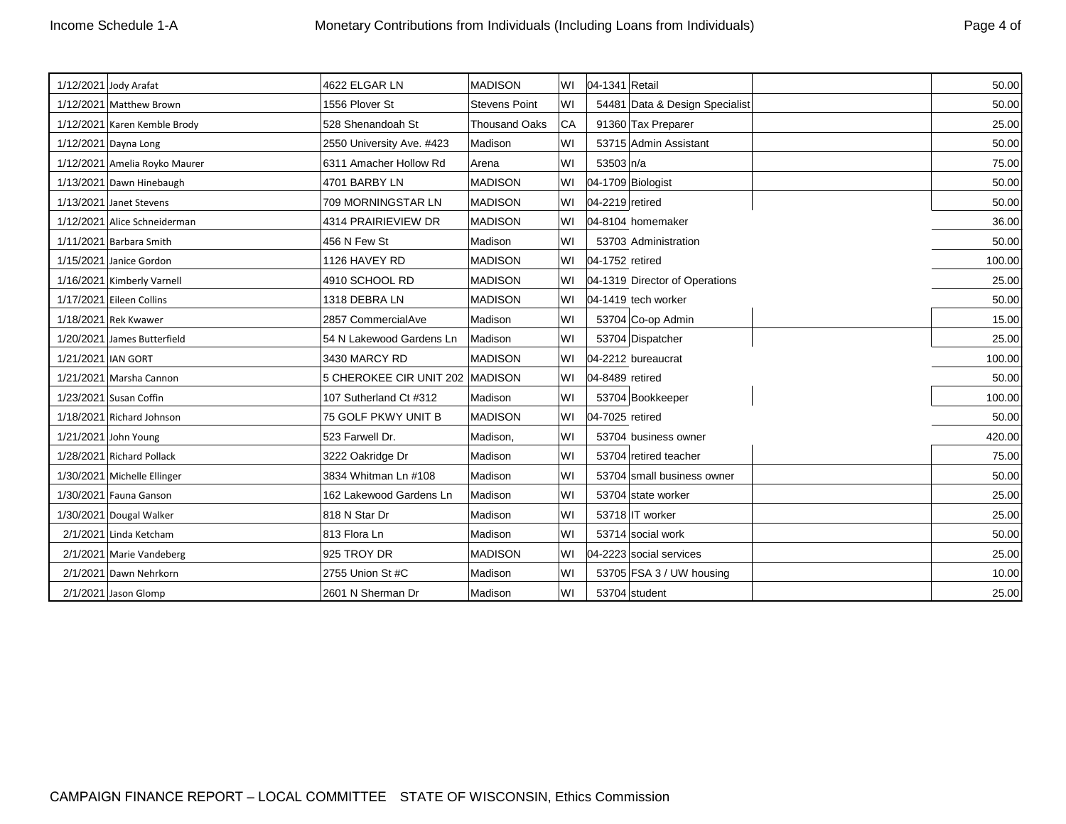| | | | | | | | | |
|---|---|---|---|---|---|---|---|---|
| 1/12/2021 | Jody Arafat | 4622 ELGAR LN | MADISON | WI | 04-1341 | Retail | | 50.00 |
| 1/12/2021 | Matthew Brown | 1556 Plover St | Stevens Point | WI | 54481 | Data & Design Specialist | | 50.00 |
| 1/12/2021 | Karen Kemble Brody | 528 Shenandoah St | Thousand Oaks | CA | 91360 | Tax Preparer | | 25.00 |
| 1/12/2021 | Dayna Long | 2550 University Ave. #423 | Madison | WI | 53715 | Admin Assistant | | 50.00 |
| 1/12/2021 | Amelia Royko Maurer | 6311 Amacher Hollow Rd | Arena | WI | 53503 | n/a | | 75.00 |
| 1/13/2021 | Dawn Hinebaugh | 4701 BARBY LN | MADISON | WI | 04-1709 | Biologist | | 50.00 |
| 1/13/2021 | Janet Stevens | 709 MORNINGSTAR LN | MADISON | WI | 04-2219 | retired | | 50.00 |
| 1/12/2021 | Alice Schneiderman | 4314 PRAIRIEVIEW DR | MADISON | WI | 04-8104 | homemaker | | 36.00 |
| 1/11/2021 | Barbara Smith | 456 N Few St | Madison | WI | 53703 | Administration | | 50.00 |
| 1/15/2021 | Janice Gordon | 1126 HAVEY RD | MADISON | WI | 04-1752 | retired | | 100.00 |
| 1/16/2021 | Kimberly Varnell | 4910 SCHOOL RD | MADISON | WI | 04-1319 | Director of Operations | | 25.00 |
| 1/17/2021 | Eileen Collins | 1318 DEBRA LN | MADISON | WI | 04-1419 | tech worker | | 50.00 |
| 1/18/2021 | Rek Kwawer | 2857 CommercialAve | Madison | WI | 53704 | Co-op Admin | | 15.00 |
| 1/20/2021 | James Butterfield | 54 N Lakewood Gardens Ln | Madison | WI | 53704 | Dispatcher | | 25.00 |
| 1/21/2021 | IAN GORT | 3430 MARCY RD | MADISON | WI | 04-2212 | bureaucrat | | 100.00 |
| 1/21/2021 | Marsha Cannon | 5 CHEROKEE CIR UNIT 202 | MADISON | WI | 04-8489 | retired | | 50.00 |
| 1/23/2021 | Susan Coffin | 107 Sutherland Ct #312 | Madison | WI | 53704 | Bookkeeper | | 100.00 |
| 1/18/2021 | Richard Johnson | 75 GOLF PKWY UNIT B | MADISON | WI | 04-7025 | retired | | 50.00 |
| 1/21/2021 | John Young | 523 Farwell Dr. | Madison, | WI | 53704 | business owner | | 420.00 |
| 1/28/2021 | Richard Pollack | 3222 Oakridge Dr | Madison | WI | 53704 | retired teacher | | 75.00 |
| 1/30/2021 | Michelle Ellinger | 3834 Whitman Ln #108 | Madison | WI | 53704 | small business owner | | 50.00 |
| 1/30/2021 | Fauna Ganson | 162 Lakewood Gardens Ln | Madison | WI | 53704 | state worker | | 25.00 |
| 1/30/2021 | Dougal Walker | 818 N Star Dr | Madison | WI | 53718 | IT worker | | 25.00 |
| 2/1/2021 | Linda Ketcham | 813 Flora Ln | Madison | WI | 53714 | social work | | 50.00 |
| 2/1/2021 | Marie Vandeberg | 925 TROY DR | MADISON | WI | 04-2223 | social services | | 25.00 |
| 2/1/2021 | Dawn Nehrkorn | 2755 Union St #C | Madison | WI | 53705 | FSA 3 / UW housing | | 10.00 |
| 2/1/2021 | Jason Glomp | 2601 N Sherman Dr | Madison | WI | 53704 | student | | 25.00 |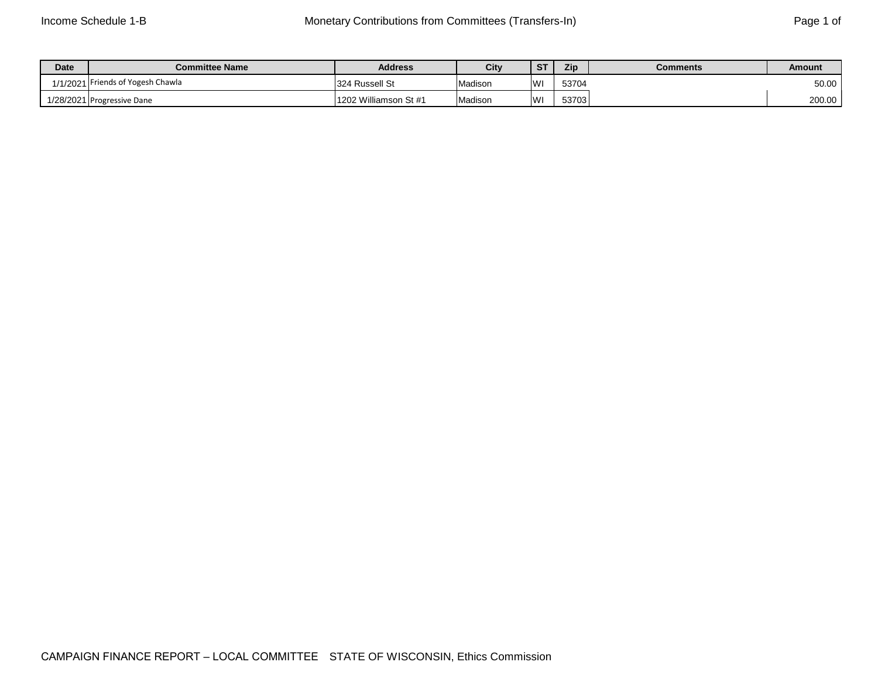# Income Schedule 1-B

## Monetary Contributions from Committees (Transfers-In)

| Date | Committee Name | Address | City | ST | Zip | Comments | Amount |
|---|---|---|---|---|---|---|---|
| 1/1/2021 | Friends of Yogesh Chawla | 324 Russell St | Madison | WI | 53704 | | 50.00 |
| 1/28/2021 | Progressive Dane | 1202 Williamson St #1 | Madison | WI | 53703 | | 200.00 |

CAMPAIGN FINANCE REPORT – LOCAL COMMITTEE   STATE OF WISCONSIN, Ethics Commission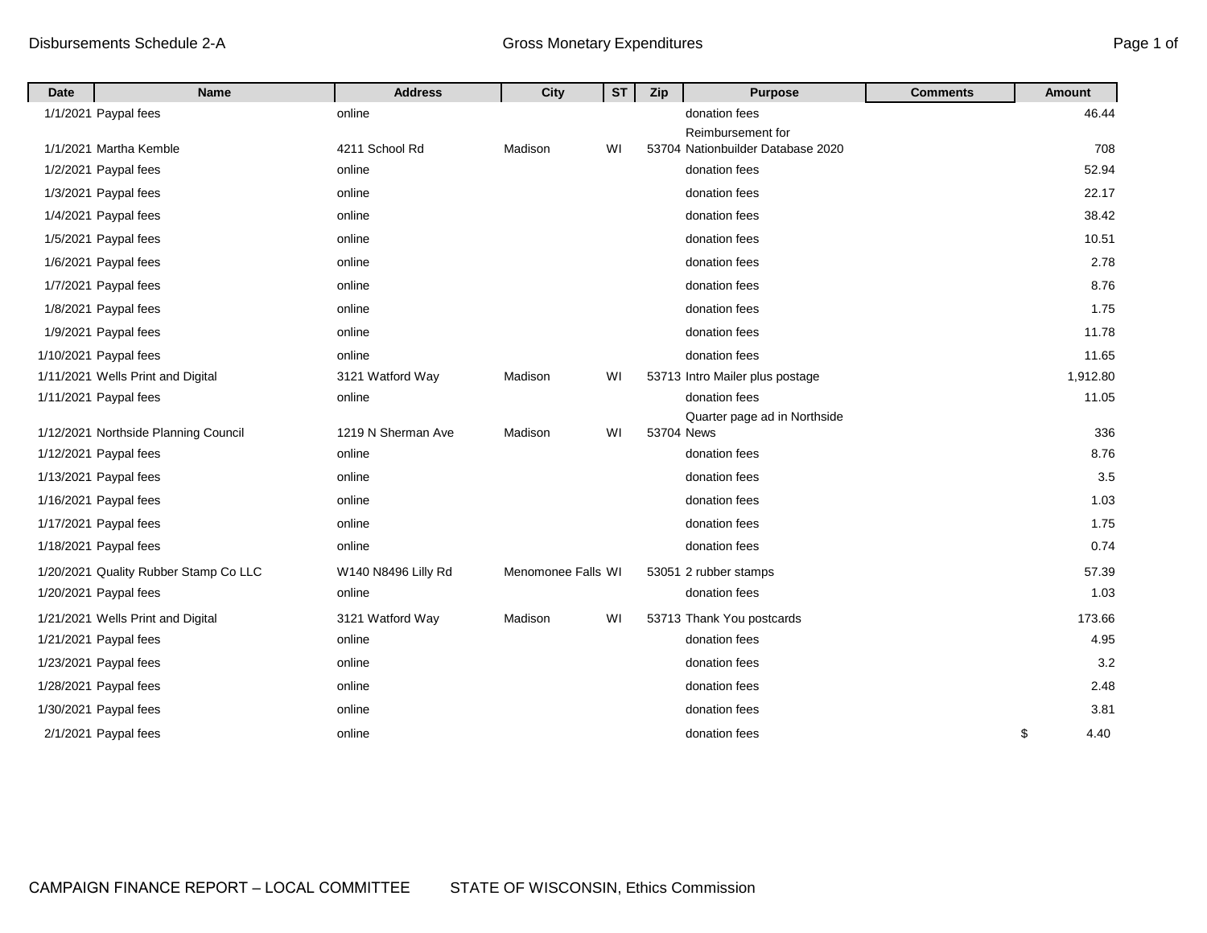Disbursements Schedule 2-A

Gross Monetary Expenditures

| Date | Name | Address | City | ST | Zip | Purpose | Comments | Amount |
|---|---|---|---|---|---|---|---|---|
| 1/1/2021 | Paypal fees | online | | | | donation fees | | 46.44 |
| 1/1/2021 | Martha Kemble | 4211 School Rd | Madison | WI | 53704 | Reimbursement for Nationbuilder Database 2020 | | 708 |
| 1/2/2021 | Paypal fees | online | | | | donation fees | | 52.94 |
| 1/3/2021 | Paypal fees | online | | | | donation fees | | 22.17 |
| 1/4/2021 | Paypal fees | online | | | | donation fees | | 38.42 |
| 1/5/2021 | Paypal fees | online | | | | donation fees | | 10.51 |
| 1/6/2021 | Paypal fees | online | | | | donation fees | | 2.78 |
| 1/7/2021 | Paypal fees | online | | | | donation fees | | 8.76 |
| 1/8/2021 | Paypal fees | online | | | | donation fees | | 1.75 |
| 1/9/2021 | Paypal fees | online | | | | donation fees | | 11.78 |
| 1/10/2021 | Paypal fees | online | | | | donation fees | | 11.65 |
| 1/11/2021 | Wells Print and Digital | 3121 Watford Way | Madison | WI | 53713 | Intro Mailer plus postage | | 1,912.80 |
| 1/11/2021 | Paypal fees | online | | | | donation fees | | 11.05 |
| 1/12/2021 | Northside Planning Council | 1219 N Sherman Ave | Madison | WI | 53704 | Quarter page ad in Northside News | | 336 |
| 1/12/2021 | Paypal fees | online | | | | donation fees | | 8.76 |
| 1/13/2021 | Paypal fees | online | | | | donation fees | | 3.5 |
| 1/16/2021 | Paypal fees | online | | | | donation fees | | 1.03 |
| 1/17/2021 | Paypal fees | online | | | | donation fees | | 1.75 |
| 1/18/2021 | Paypal fees | online | | | | donation fees | | 0.74 |
| 1/20/2021 | Quality Rubber Stamp Co LLC | W140 N8496 Lilly Rd | Menomonee Falls | WI | 53051 | 2 rubber stamps | | 57.39 |
| 1/20/2021 | Paypal fees | online | | | | donation fees | | 1.03 |
| 1/21/2021 | Wells Print and Digital | 3121 Watford Way | Madison | WI | 53713 | Thank You postcards | | 173.66 |
| 1/21/2021 | Paypal fees | online | | | | donation fees | | 4.95 |
| 1/23/2021 | Paypal fees | online | | | | donation fees | | 3.2 |
| 1/28/2021 | Paypal fees | online | | | | donation fees | | 2.48 |
| 1/30/2021 | Paypal fees | online | | | | donation fees | | 3.81 |
| 2/1/2021 | Paypal fees | online | | | | donation fees | | $ 4.40 |

CAMPAIGN FINANCE REPORT – LOCAL COMMITTEE STATE OF WISCONSIN, Ethics Commission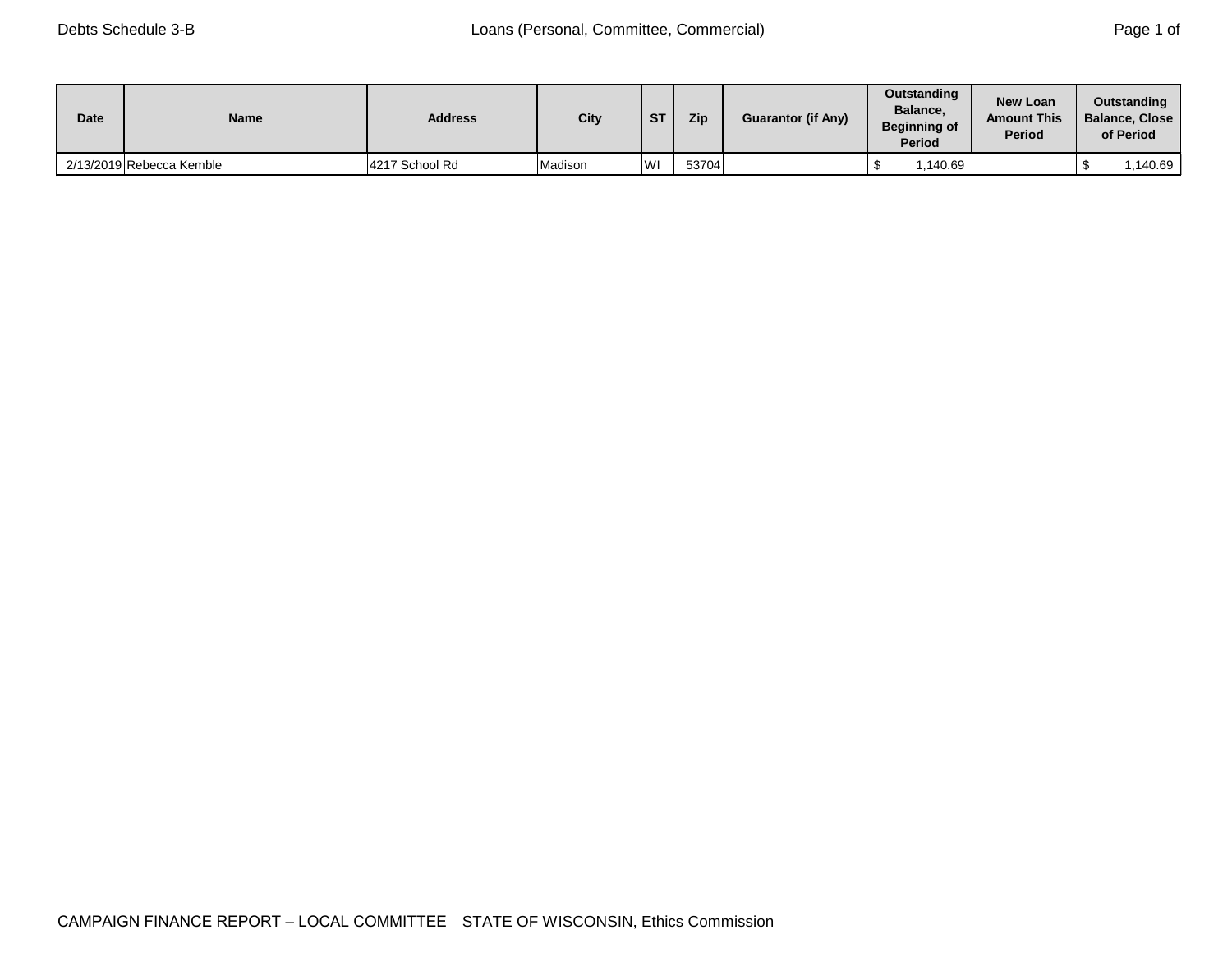Debts Schedule 3-B

Loans (Personal, Committee, Commercial)

| Date | Name | Address | City | ST | Zip | Guarantor (if Any) | Outstanding Balance, Beginning of Period | New Loan Amount This Period | Outstanding Balance, Close of Period |
|---|---|---|---|---|---|---|---|---|---|
| 2/13/2019 | Rebecca Kemble | 4217 School Rd | Madison | WI | 53704 | | $ 1,140.69 | | $ 1,140.69 |

CAMPAIGN FINANCE REPORT – LOCAL COMMITTEE STATE OF WISCONSIN, Ethics Commission